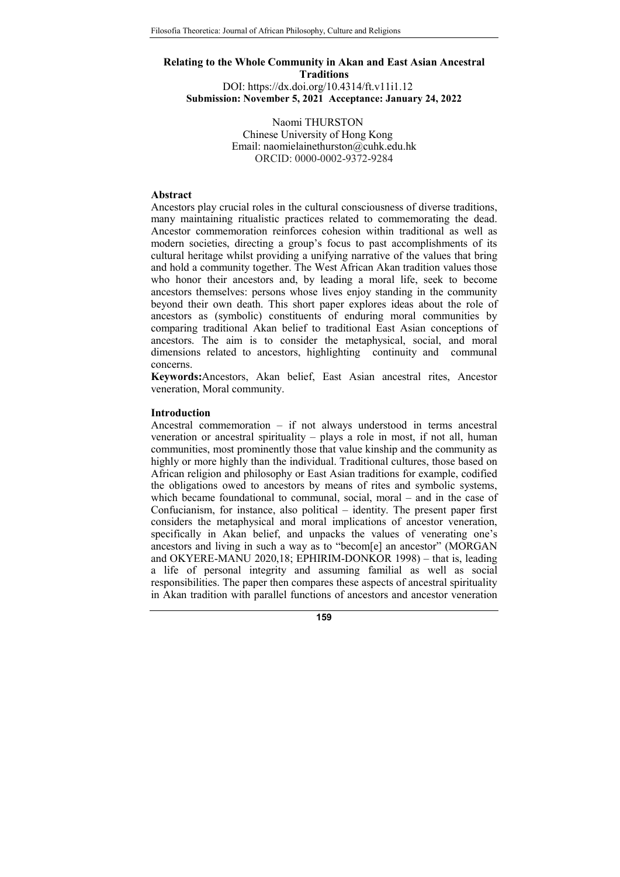# Relating to the Whole Community in Akan and East Asian Ancestral Traditions

DOI: https://dx.doi.org/10.4314/ft.v11i1.12

**Submission: November 5, 2021 Acceptance: January 24, 2022**

Naomi THURSTON
Chinese University of Hong Kong
Email: naomielainethurston@cuhk.edu.hk
ORCID: 0000-0002-9372-9284

## Abstract

Ancestors play crucial roles in the cultural consciousness of diverse traditions, many maintaining ritualistic practices related to commemorating the dead. Ancestor commemoration reinforces cohesion within traditional as well as modern societies, directing a group's focus to past accomplishments of its cultural heritage whilst providing a unifying narrative of the values that bring and hold a community together. The West African Akan tradition values those who honor their ancestors and, by leading a moral life, seek to become ancestors themselves: persons whose lives enjoy standing in the community beyond their own death. This short paper explores ideas about the role of ancestors as (symbolic) constituents of enduring moral communities by comparing traditional Akan belief to traditional East Asian conceptions of ancestors. The aim is to consider the metaphysical, social, and moral dimensions related to ancestors, highlighting continuity and communal concerns.

**Keywords:** Ancestors, Akan belief, East Asian ancestral rites, Ancestor veneration, Moral community.

## Introduction

Ancestral commemoration – if not always understood in terms ancestral veneration or ancestral spirituality – plays a role in most, if not all, human communities, most prominently those that value kinship and the community as highly or more highly than the individual. Traditional cultures, those based on African religion and philosophy or East Asian traditions for example, codified the obligations owed to ancestors by means of rites and symbolic systems, which became foundational to communal, social, moral – and in the case of Confucianism, for instance, also political – identity. The present paper first considers the metaphysical and moral implications of ancestor veneration, specifically in Akan belief, and unpacks the values of venerating one's ancestors and living in such a way as to "becom[e] an ancestor" (MORGAN and OKYERE-MANU 2020,18; EPHIRIM-DONKOR 1998) – that is, leading a life of personal integrity and assuming familial as well as social responsibilities. The paper then compares these aspects of ancestral spirituality in Akan tradition with parallel functions of ancestors and ancestor veneration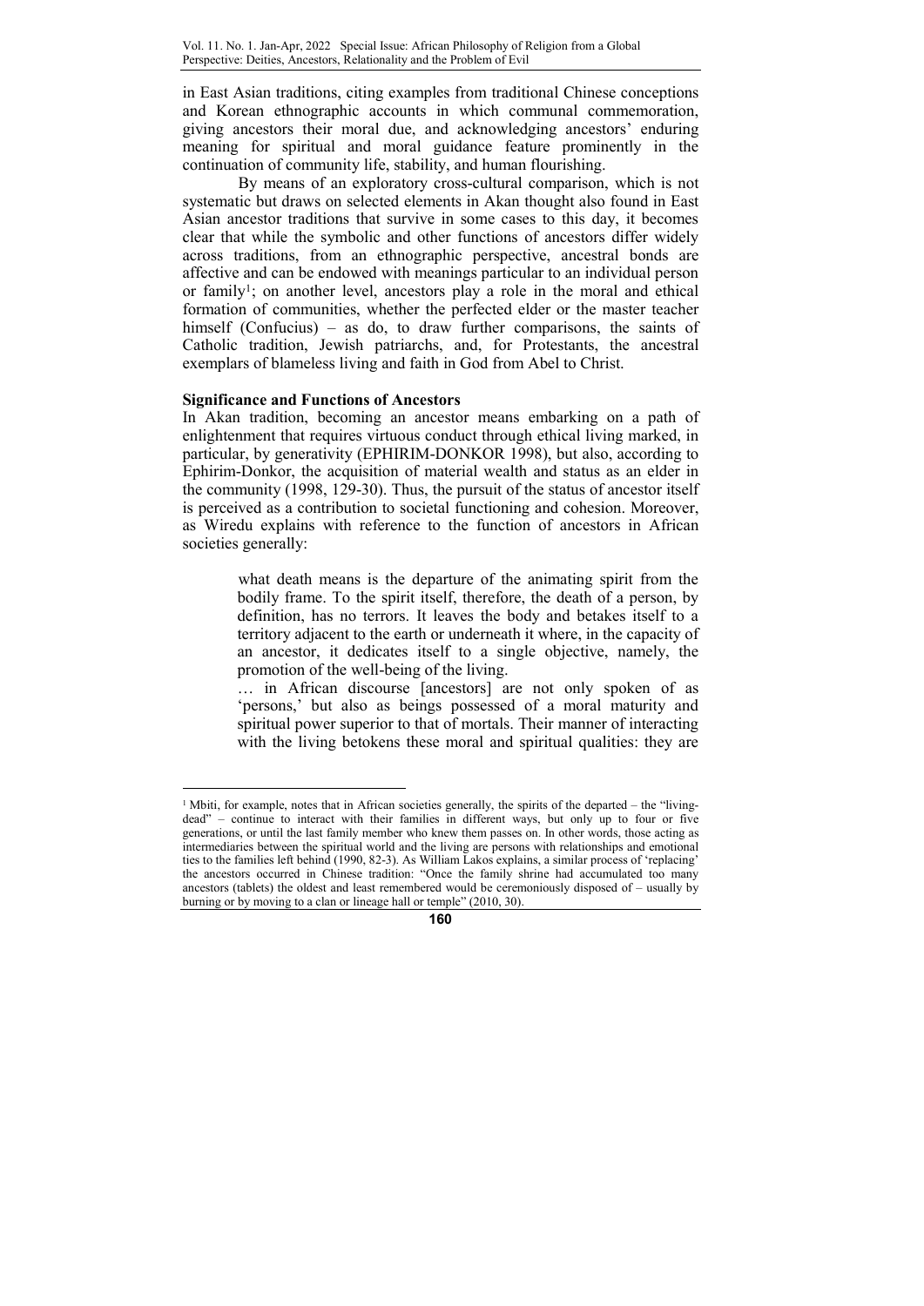in East Asian traditions, citing examples from traditional Chinese conceptions and Korean ethnographic accounts in which communal commemoration, giving ancestors their moral due, and acknowledging ancestors' enduring meaning for spiritual and moral guidance feature prominently in the continuation of community life, stability, and human flourishing.

By means of an exploratory cross-cultural comparison, which is not systematic but draws on selected elements in Akan thought also found in East Asian ancestor traditions that survive in some cases to this day, it becomes clear that while the symbolic and other functions of ancestors differ widely across traditions, from an ethnographic perspective, ancestral bonds are affective and can be endowed with meanings particular to an individual person or family[1]; on another level, ancestors play a role in the moral and ethical formation of communities, whether the perfected elder or the master teacher himself (Confucius) – as do, to draw further comparisons, the saints of Catholic tradition, Jewish patriarchs, and, for Protestants, the ancestral exemplars of blameless living and faith in God from Abel to Christ.

**Significance and Functions of Ancestors**

In Akan tradition, becoming an ancestor means embarking on a path of enlightenment that requires virtuous conduct through ethical living marked, in particular, by generativity (EPHIRIM-DONKOR 1998), but also, according to Ephirim-Donkor, the acquisition of material wealth and status as an elder in the community (1998, 129-30). Thus, the pursuit of the status of ancestor itself is perceived as a contribution to societal functioning and cohesion. Moreover, as Wiredu explains with reference to the function of ancestors in African societies generally:

> what death means is the departure of the animating spirit from the bodily frame. To the spirit itself, therefore, the death of a person, by definition, has no terrors. It leaves the body and betakes itself to a territory adjacent to the earth or underneath it where, in the capacity of an ancestor, it dedicates itself to a single objective, namely, the promotion of the well-being of the living.
>
> … in African discourse [ancestors] are not only spoken of as 'persons,' but also as beings possessed of a moral maturity and spiritual power superior to that of mortals. Their manner of interacting with the living betokens these moral and spiritual qualities: they are

[1] Mbiti, for example, notes that in African societies generally, the spirits of the departed – the "living-dead" – continue to interact with their families in different ways, but only up to four or five generations, or until the last family member who knew them passes on. In other words, those acting as intermediaries between the spiritual world and the living are persons with relationships and emotional ties to the families left behind (1990, 82-3). As William Lakos explains, a similar process of 'replacing' the ancestors occurred in Chinese tradition: "Once the family shrine had accumulated too many ancestors (tablets) the oldest and least remembered would be ceremoniously disposed of – usually by burning or by moving to a clan or lineage hall or temple" (2010, 30).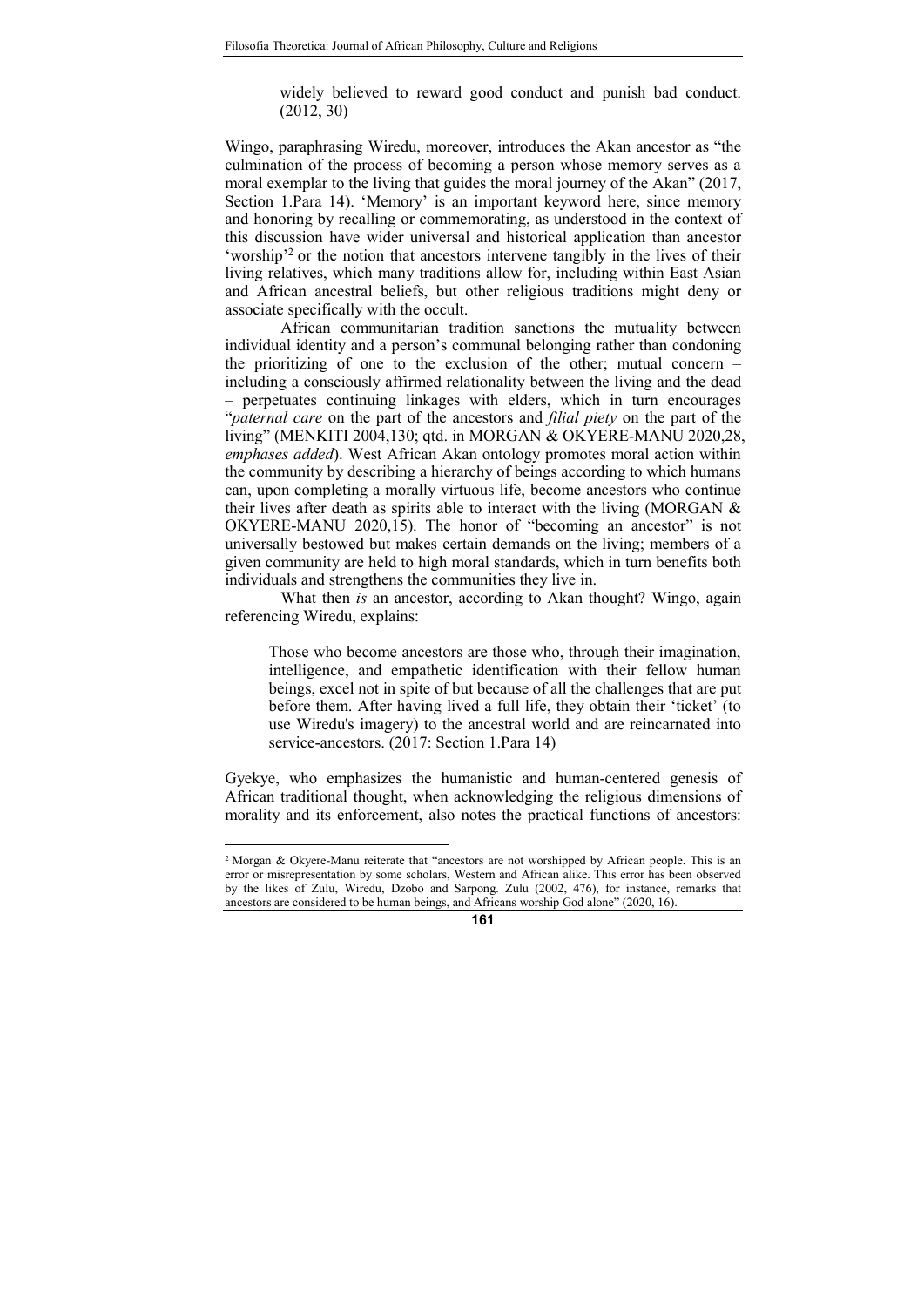> widely believed to reward good conduct and punish bad conduct. (2012, 30)

Wingo, paraphrasing Wiredu, moreover, introduces the Akan ancestor as "the culmination of the process of becoming a person whose memory serves as a moral exemplar to the living that guides the moral journey of the Akan" (2017, Section 1.Para 14). 'Memory' is an important keyword here, since memory and honoring by recalling or commemorating, as understood in the context of this discussion have wider universal and historical application than ancestor 'worship'[2] or the notion that ancestors intervene tangibly in the lives of their living relatives, which many traditions allow for, including within East Asian and African ancestral beliefs, but other religious traditions might deny or associate specifically with the occult.

African communitarian tradition sanctions the mutuality between individual identity and a person's communal belonging rather than condoning the prioritizing of one to the exclusion of the other; mutual concern – including a consciously affirmed relationality between the living and the dead – perpetuates continuing linkages with elders, which in turn encourages "*paternal care* on the part of the ancestors and *filial piety* on the part of the living" (MENKITI 2004,130; qtd. in MORGAN & OKYERE-MANU 2020,28, *emphases added*). West African Akan ontology promotes moral action within the community by describing a hierarchy of beings according to which humans can, upon completing a morally virtuous life, become ancestors who continue their lives after death as spirits able to interact with the living (MORGAN & OKYERE-MANU 2020,15). The honor of "becoming an ancestor" is not universally bestowed but makes certain demands on the living; members of a given community are held to high moral standards, which in turn benefits both individuals and strengthens the communities they live in.

What then *is* an ancestor, according to Akan thought? Wingo, again referencing Wiredu, explains:

> Those who become ancestors are those who, through their imagination, intelligence, and empathetic identification with their fellow human beings, excel not in spite of but because of all the challenges that are put before them. After having lived a full life, they obtain their 'ticket' (to use Wiredu's imagery) to the ancestral world and are reincarnated into service-ancestors. (2017: Section 1.Para 14)

Gyekye, who emphasizes the humanistic and human-centered genesis of African traditional thought, when acknowledging the religious dimensions of morality and its enforcement, also notes the practical functions of ancestors:

---

[2] Morgan & Okyere-Manu reiterate that "ancestors are not worshipped by African people. This is an error or misrepresentation by some scholars, Western and African alike. This error has been observed by the likes of Zulu, Wiredu, Dzobo and Sarpong. Zulu (2002, 476), for instance, remarks that ancestors are considered to be human beings, and Africans worship God alone" (2020, 16).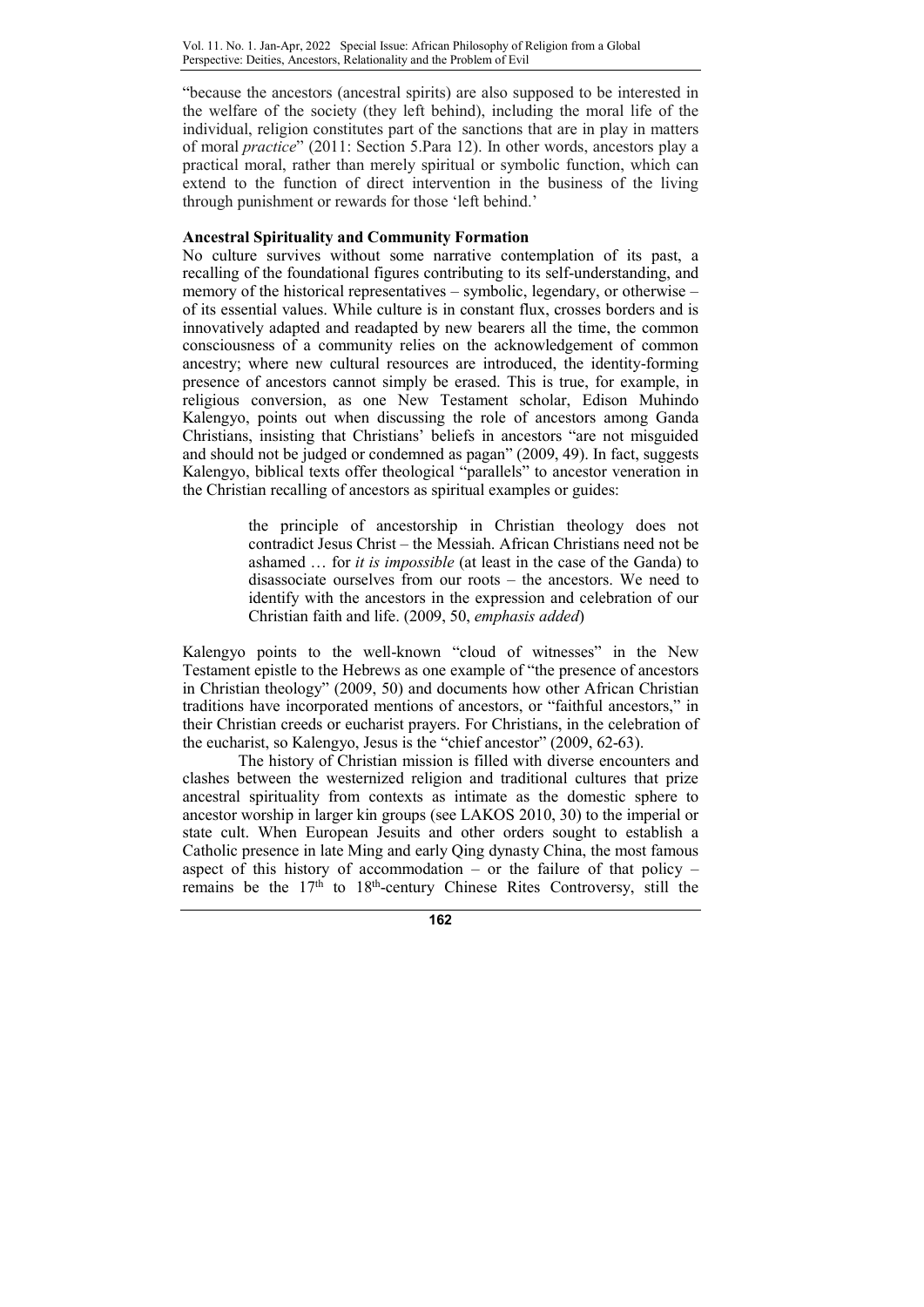"because the ancestors (ancestral spirits) are also supposed to be interested in the welfare of the society (they left behind), including the moral life of the individual, religion constitutes part of the sanctions that are in play in matters of moral *practice*" (2011: Section 5.Para 12). In other words, ancestors play a practical moral, rather than merely spiritual or symbolic function, which can extend to the function of direct intervention in the business of the living through punishment or rewards for those 'left behind.'

**Ancestral Spirituality and Community Formation**

No culture survives without some narrative contemplation of its past, a recalling of the foundational figures contributing to its self-understanding, and memory of the historical representatives – symbolic, legendary, or otherwise – of its essential values. While culture is in constant flux, crosses borders and is innovatively adapted and readapted by new bearers all the time, the common consciousness of a community relies on the acknowledgement of common ancestry; where new cultural resources are introduced, the identity-forming presence of ancestors cannot simply be erased. This is true, for example, in religious conversion, as one New Testament scholar, Edison Muhindo Kalengyo, points out when discussing the role of ancestors among Ganda Christians, insisting that Christians' beliefs in ancestors "are not misguided and should not be judged or condemned as pagan" (2009, 49). In fact, suggests Kalengyo, biblical texts offer theological "parallels" to ancestor veneration in the Christian recalling of ancestors as spiritual examples or guides:

> the principle of ancestorship in Christian theology does not contradict Jesus Christ – the Messiah. African Christians need not be ashamed … for *it is impossible* (at least in the case of the Ganda) to disassociate ourselves from our roots – the ancestors. We need to identify with the ancestors in the expression and celebration of our Christian faith and life. (2009, 50, *emphasis added*)

Kalengyo points to the well-known "cloud of witnesses" in the New Testament epistle to the Hebrews as one example of "the presence of ancestors in Christian theology" (2009, 50) and documents how other African Christian traditions have incorporated mentions of ancestors, or "faithful ancestors," in their Christian creeds or eucharist prayers. For Christians, in the celebration of the eucharist, so Kalengyo, Jesus is the "chief ancestor" (2009, 62-63).

The history of Christian mission is filled with diverse encounters and clashes between the westernized religion and traditional cultures that prize ancestral spirituality from contexts as intimate as the domestic sphere to ancestor worship in larger kin groups (see LAKOS 2010, 30) to the imperial or state cult. When European Jesuits and other orders sought to establish a Catholic presence in late Ming and early Qing dynasty China, the most famous aspect of this history of accommodation – or the failure of that policy – remains be the 17th to 18th-century Chinese Rites Controversy, still the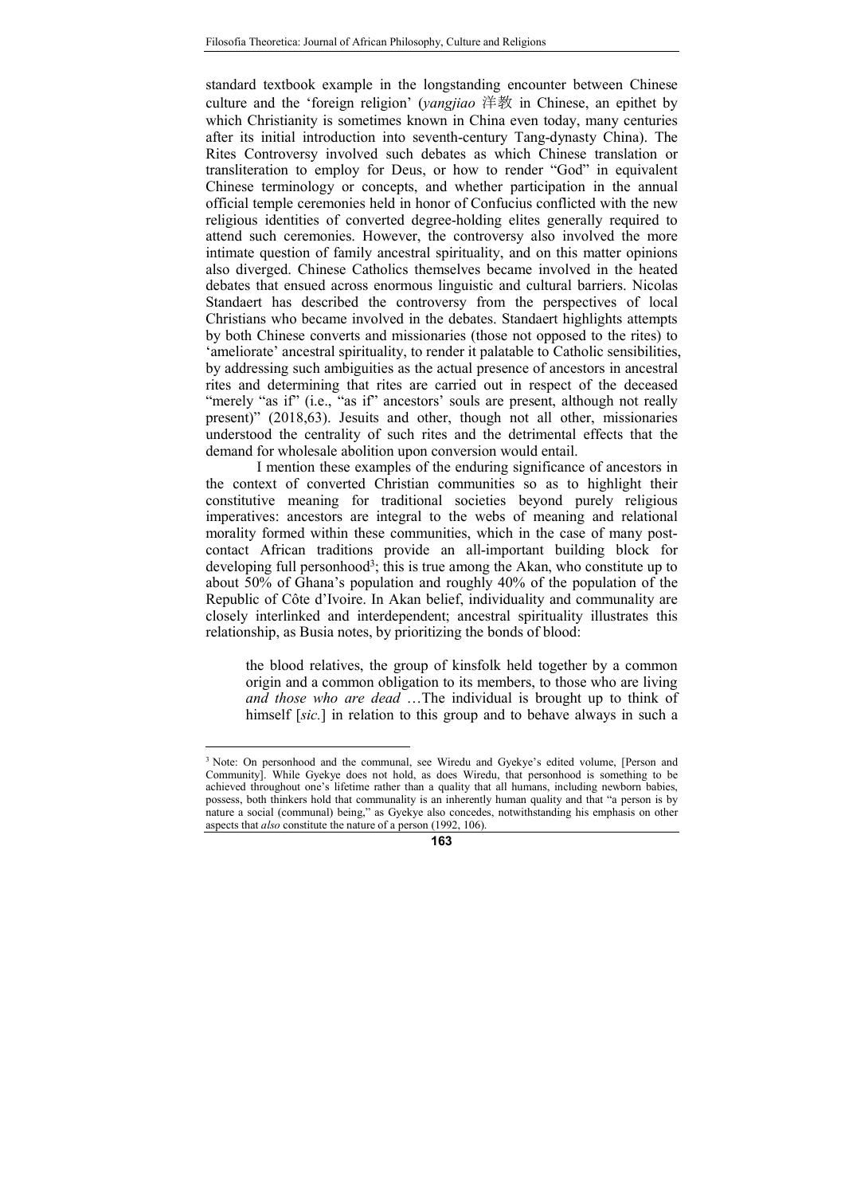standard textbook example in the longstanding encounter between Chinese culture and the 'foreign religion' (*yangjiao* 洋教 in Chinese, an epithet by which Christianity is sometimes known in China even today, many centuries after its initial introduction into seventh-century Tang-dynasty China). The Rites Controversy involved such debates as which Chinese translation or transliteration to employ for Deus, or how to render "God" in equivalent Chinese terminology or concepts, and whether participation in the annual official temple ceremonies held in honor of Confucius conflicted with the new religious identities of converted degree-holding elites generally required to attend such ceremonies. However, the controversy also involved the more intimate question of family ancestral spirituality, and on this matter opinions also diverged. Chinese Catholics themselves became involved in the heated debates that ensued across enormous linguistic and cultural barriers. Nicolas Standaert has described the controversy from the perspectives of local Christians who became involved in the debates. Standaert highlights attempts by both Chinese converts and missionaries (those not opposed to the rites) to 'ameliorate' ancestral spirituality, to render it palatable to Catholic sensibilities, by addressing such ambiguities as the actual presence of ancestors in ancestral rites and determining that rites are carried out in respect of the deceased "merely "as if" (i.e., "as if" ancestors' souls are present, although not really present)" (2018,63). Jesuits and other, though not all other, missionaries understood the centrality of such rites and the detrimental effects that the demand for wholesale abolition upon conversion would entail.

I mention these examples of the enduring significance of ancestors in the context of converted Christian communities so as to highlight their constitutive meaning for traditional societies beyond purely religious imperatives: ancestors are integral to the webs of meaning and relational morality formed within these communities, which in the case of many post-contact African traditions provide an all-important building block for developing full personhood[3]; this is true among the Akan, who constitute up to about 50% of Ghana's population and roughly 40% of the population of the Republic of Côte d'Ivoire. In Akan belief, individuality and communality are closely interlinked and interdependent; ancestral spirituality illustrates this relationship, as Busia notes, by prioritizing the bonds of blood:

> the blood relatives, the group of kinsfolk held together by a common origin and a common obligation to its members, to those who are living *and those who are dead* …The individual is brought up to think of himself [*sic.*] in relation to this group and to behave always in such a

[3] Note: On personhood and the communal, see Wiredu and Gyekye's edited volume, [Person and Community]. While Gyekye does not hold, as does Wiredu, that personhood is something to be achieved throughout one's lifetime rather than a quality that all humans, including newborn babies, possess, both thinkers hold that communality is an inherently human quality and that "a person is by nature a social (communal) being," as Gyekye also concedes, notwithstanding his emphasis on other aspects that *also* constitute the nature of a person (1992, 106).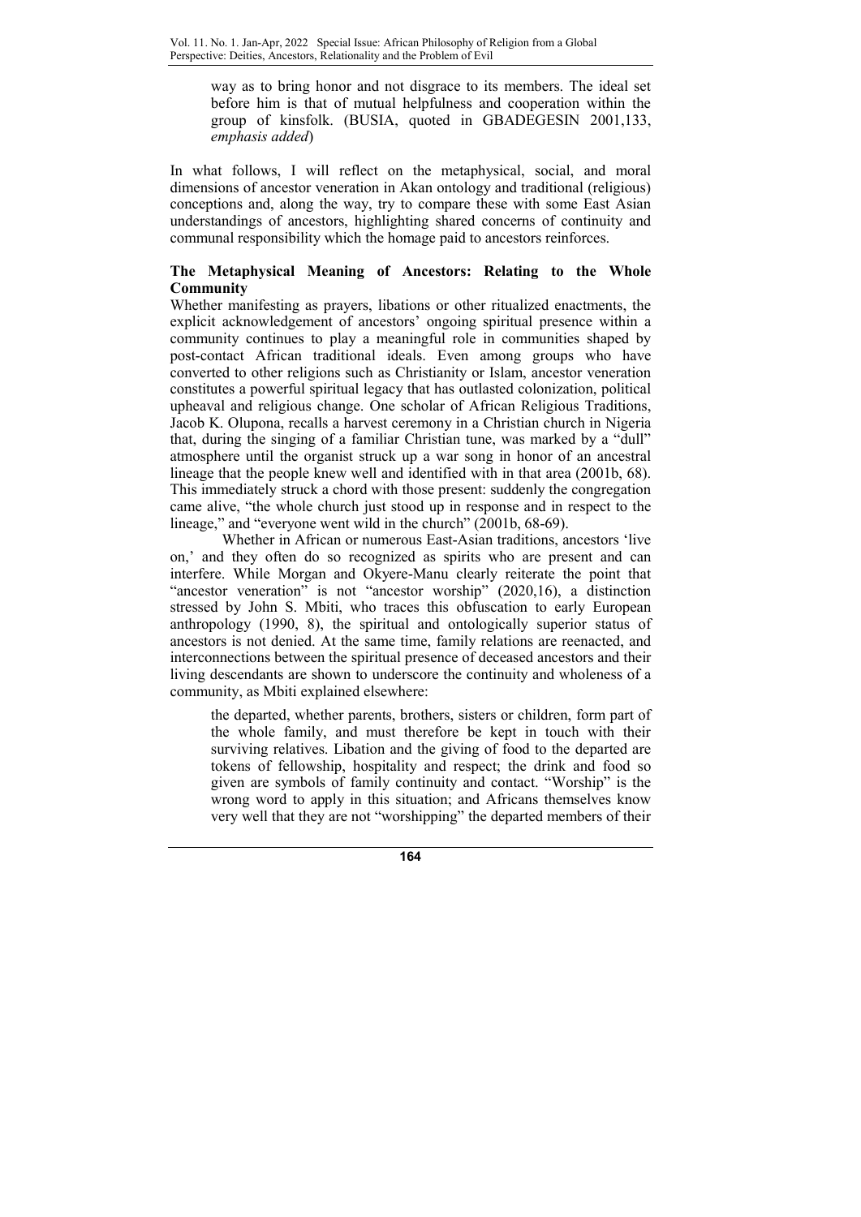> way as to bring honor and not disgrace to its members. The ideal set before him is that of mutual helpfulness and cooperation within the group of kinsfolk. (BUSIA, quoted in GBADEGESIN 2001,133, *emphasis added*)

In what follows, I will reflect on the metaphysical, social, and moral dimensions of ancestor veneration in Akan ontology and traditional (religious) conceptions and, along the way, try to compare these with some East Asian understandings of ancestors, highlighting shared concerns of continuity and communal responsibility which the homage paid to ancestors reinforces.

## The Metaphysical Meaning of Ancestors: Relating to the Whole Community

Whether manifesting as prayers, libations or other ritualized enactments, the explicit acknowledgement of ancestors' ongoing spiritual presence within a community continues to play a meaningful role in communities shaped by post-contact African traditional ideals. Even among groups who have converted to other religions such as Christianity or Islam, ancestor veneration constitutes a powerful spiritual legacy that has outlasted colonization, political upheaval and religious change. One scholar of African Religious Traditions, Jacob K. Olupona, recalls a harvest ceremony in a Christian church in Nigeria that, during the singing of a familiar Christian tune, was marked by a "dull" atmosphere until the organist struck up a war song in honor of an ancestral lineage that the people knew well and identified with in that area (2001b, 68). This immediately struck a chord with those present: suddenly the congregation came alive, "the whole church just stood up in response and in respect to the lineage," and "everyone went wild in the church" (2001b, 68-69).

Whether in African or numerous East-Asian traditions, ancestors 'live on,' and they often do so recognized as spirits who are present and can interfere. While Morgan and Okyere-Manu clearly reiterate the point that "ancestor veneration" is not "ancestor worship" (2020,16), a distinction stressed by John S. Mbiti, who traces this obfuscation to early European anthropology (1990, 8), the spiritual and ontologically superior status of ancestors is not denied. At the same time, family relations are reenacted, and interconnections between the spiritual presence of deceased ancestors and their living descendants are shown to underscore the continuity and wholeness of a community, as Mbiti explained elsewhere:

> the departed, whether parents, brothers, sisters or children, form part of the whole family, and must therefore be kept in touch with their surviving relatives. Libation and the giving of food to the departed are tokens of fellowship, hospitality and respect; the drink and food so given are symbols of family continuity and contact. "Worship" is the wrong word to apply in this situation; and Africans themselves know very well that they are not "worshipping" the departed members of their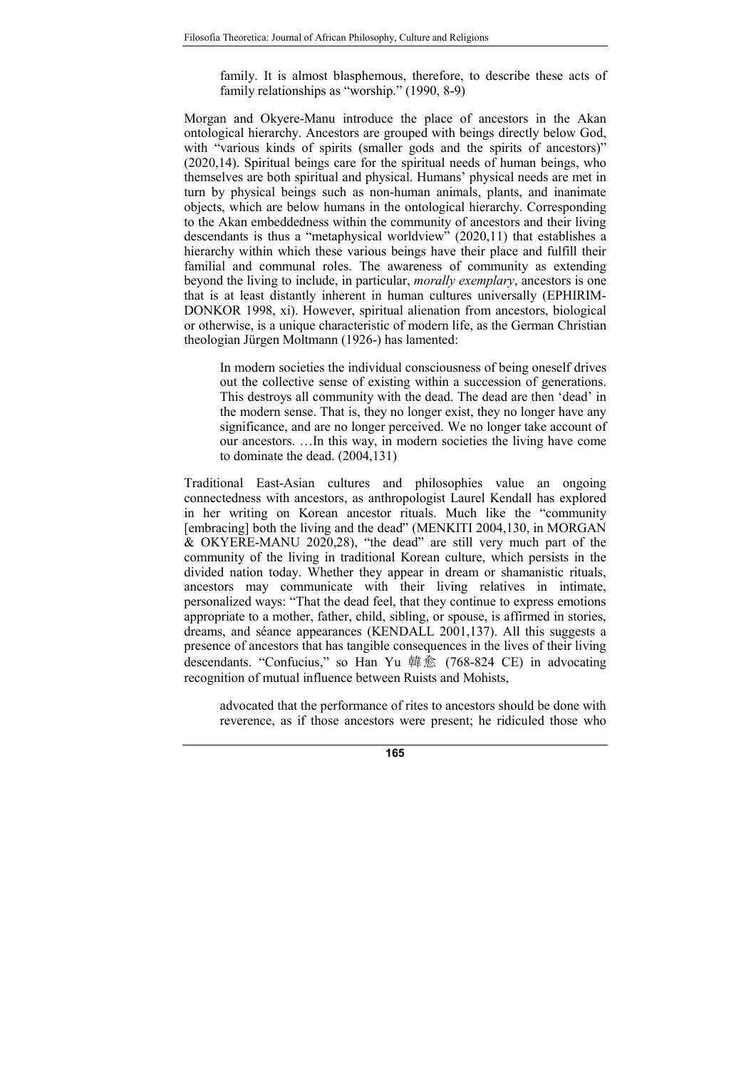> family. It is almost blasphemous, therefore, to describe these acts of family relationships as "worship." (1990, 8-9)

Morgan and Okyere-Manu introduce the place of ancestors in the Akan ontological hierarchy. Ancestors are grouped with beings directly below God, with "various kinds of spirits (smaller gods and the spirits of ancestors)" (2020,14). Spiritual beings care for the spiritual needs of human beings, who themselves are both spiritual and physical. Humans' physical needs are met in turn by physical beings such as non-human animals, plants, and inanimate objects, which are below humans in the ontological hierarchy. Corresponding to the Akan embeddedness within the community of ancestors and their living descendants is thus a "metaphysical worldview" (2020,11) that establishes a hierarchy within which these various beings have their place and fulfill their familial and communal roles. The awareness of community as extending beyond the living to include, in particular, *morally exemplary*, ancestors is one that is at least distantly inherent in human cultures universally (EPHIRIM-DONKOR 1998, xi). However, spiritual alienation from ancestors, biological or otherwise, is a unique characteristic of modern life, as the German Christian theologian Jürgen Moltmann (1926-) has lamented:

> In modern societies the individual consciousness of being oneself drives out the collective sense of existing within a succession of generations. This destroys all community with the dead. The dead are then 'dead' in the modern sense. That is, they no longer exist, they no longer have any significance, and are no longer perceived. We no longer take account of our ancestors. …In this way, in modern societies the living have come to dominate the dead. (2004,131)

Traditional East-Asian cultures and philosophies value an ongoing connectedness with ancestors, as anthropologist Laurel Kendall has explored in her writing on Korean ancestor rituals. Much like the "community [embracing] both the living and the dead" (MENKITI 2004,130, in MORGAN & OKYERE-MANU 2020,28), "the dead" are still very much part of the community of the living in traditional Korean culture, which persists in the divided nation today. Whether they appear in dream or shamanistic rituals, ancestors may communicate with their living relatives in intimate, personalized ways: "That the dead feel, that they continue to express emotions appropriate to a mother, father, child, sibling, or spouse, is affirmed in stories, dreams, and séance appearances (KENDALL 2001,137). All this suggests a presence of ancestors that has tangible consequences in the lives of their living descendants. "Confucius," so Han Yu 韓愈 (768-824 CE) in advocating recognition of mutual influence between Ruists and Mohists,

> advocated that the performance of rites to ancestors should be done with reverence, as if those ancestors were present; he ridiculed those who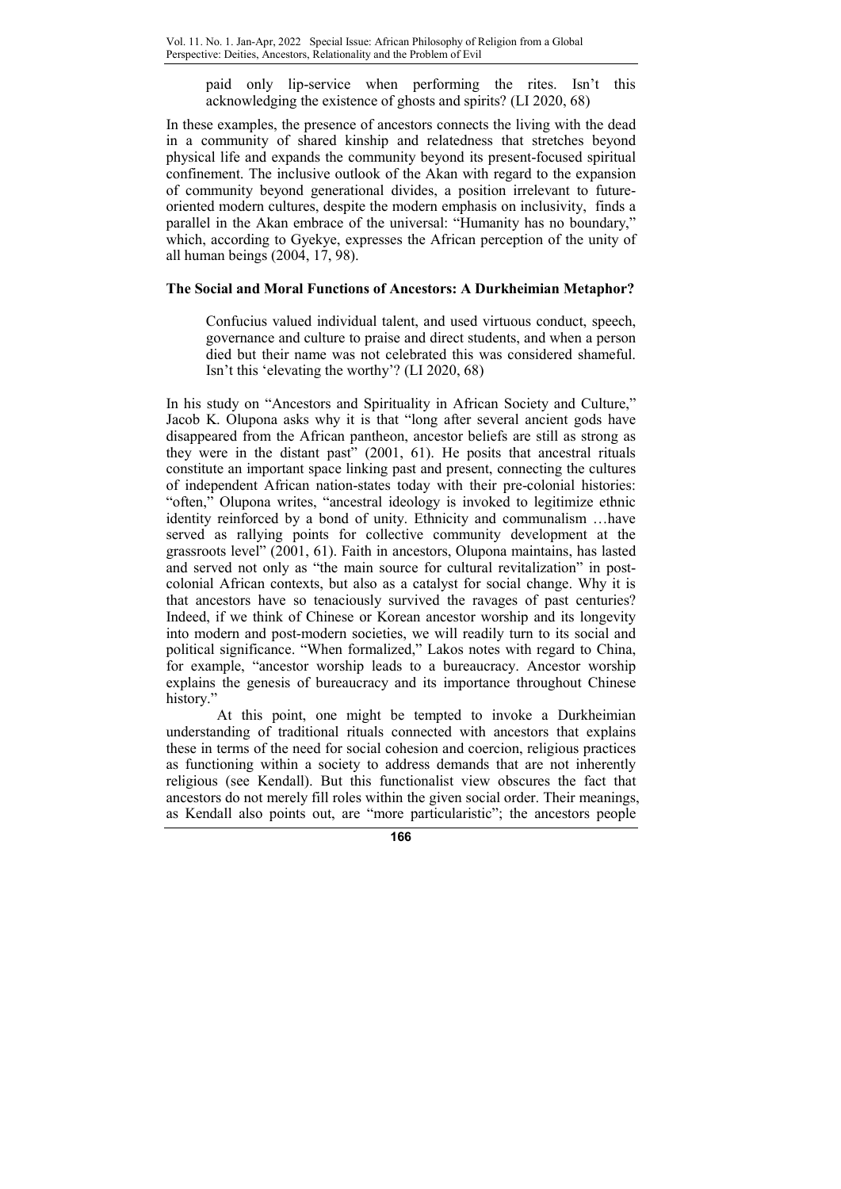> paid only lip-service when performing the rites. Isn't this acknowledging the existence of ghosts and spirits? (LI 2020, 68)

In these examples, the presence of ancestors connects the living with the dead in a community of shared kinship and relatedness that stretches beyond physical life and expands the community beyond its present-focused spiritual confinement. The inclusive outlook of the Akan with regard to the expansion of community beyond generational divides, a position irrelevant to future-oriented modern cultures, despite the modern emphasis on inclusivity, finds a parallel in the Akan embrace of the universal: "Humanity has no boundary," which, according to Gyekye, expresses the African perception of the unity of all human beings (2004, 17, 98).

### The Social and Moral Functions of Ancestors: A Durkheimian Metaphor?

> Confucius valued individual talent, and used virtuous conduct, speech, governance and culture to praise and direct students, and when a person died but their name was not celebrated this was considered shameful. Isn't this 'elevating the worthy'? (LI 2020, 68)

In his study on "Ancestors and Spirituality in African Society and Culture," Jacob K. Olupona asks why it is that "long after several ancient gods have disappeared from the African pantheon, ancestor beliefs are still as strong as they were in the distant past" (2001, 61). He posits that ancestral rituals constitute an important space linking past and present, connecting the cultures of independent African nation-states today with their pre-colonial histories: "often," Olupona writes, "ancestral ideology is invoked to legitimize ethnic identity reinforced by a bond of unity. Ethnicity and communalism …have served as rallying points for collective community development at the grassroots level" (2001, 61). Faith in ancestors, Olupona maintains, has lasted and served not only as "the main source for cultural revitalization" in post-colonial African contexts, but also as a catalyst for social change. Why it is that ancestors have so tenaciously survived the ravages of past centuries? Indeed, if we think of Chinese or Korean ancestor worship and its longevity into modern and post-modern societies, we will readily turn to its social and political significance. "When formalized," Lakos notes with regard to China, for example, "ancestor worship leads to a bureaucracy. Ancestor worship explains the genesis of bureaucracy and its importance throughout Chinese history."

At this point, one might be tempted to invoke a Durkheimian understanding of traditional rituals connected with ancestors that explains these in terms of the need for social cohesion and coercion, religious practices as functioning within a society to address demands that are not inherently religious (see Kendall). But this functionalist view obscures the fact that ancestors do not merely fill roles within the given social order. Their meanings, as Kendall also points out, are "more particularistic"; the ancestors people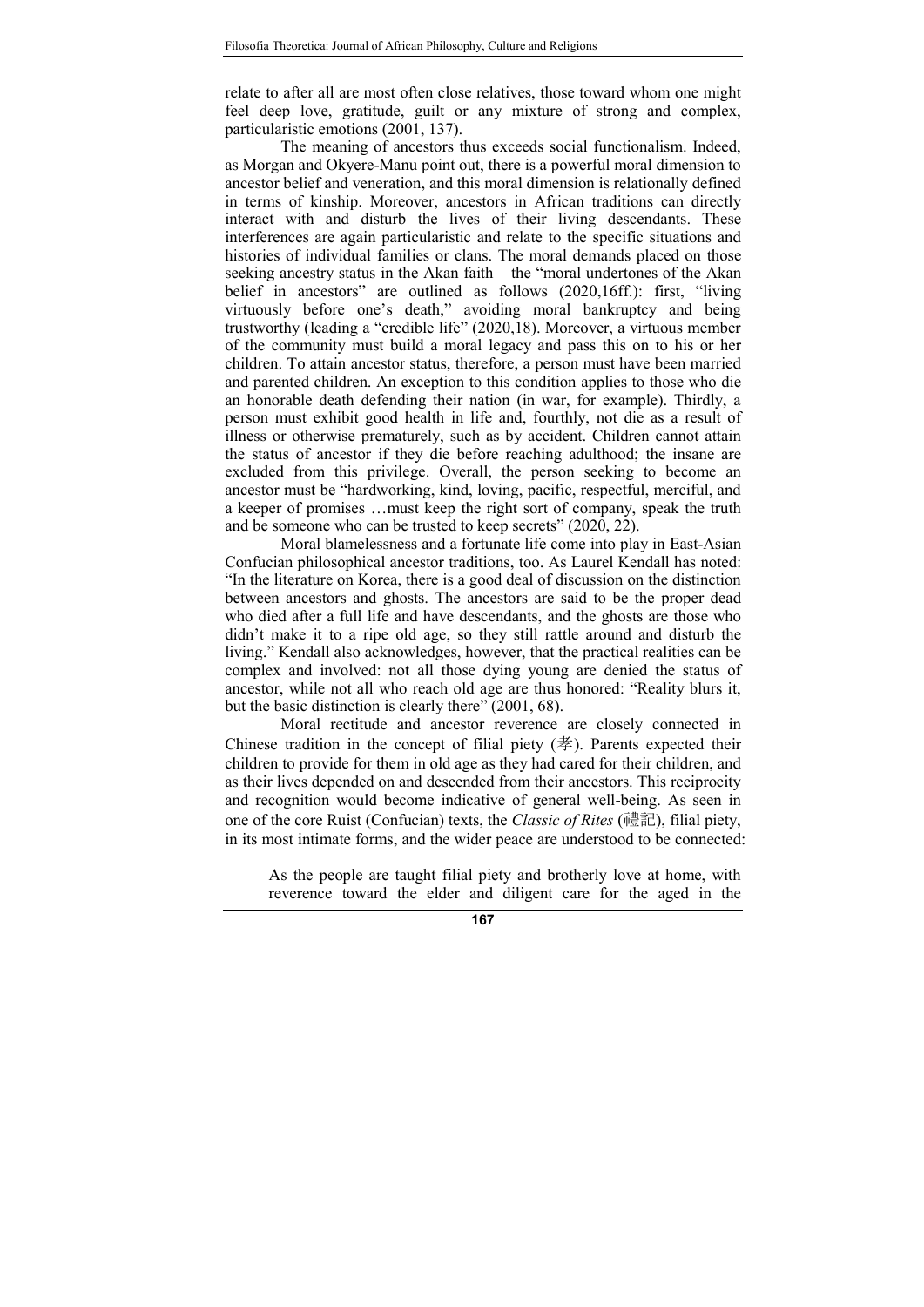relate to after all are most often close relatives, those toward whom one might feel deep love, gratitude, guilt or any mixture of strong and complex, particularistic emotions (2001, 137).

The meaning of ancestors thus exceeds social functionalism. Indeed, as Morgan and Okyere-Manu point out, there is a powerful moral dimension to ancestor belief and veneration, and this moral dimension is relationally defined in terms of kinship. Moreover, ancestors in African traditions can directly interact with and disturb the lives of their living descendants. These interferences are again particularistic and relate to the specific situations and histories of individual families or clans. The moral demands placed on those seeking ancestry status in the Akan faith – the "moral undertones of the Akan belief in ancestors" are outlined as follows (2020,16ff.): first, "living virtuously before one's death," avoiding moral bankruptcy and being trustworthy (leading a "credible life" (2020,18). Moreover, a virtuous member of the community must build a moral legacy and pass this on to his or her children. To attain ancestor status, therefore, a person must have been married and parented children. An exception to this condition applies to those who die an honorable death defending their nation (in war, for example). Thirdly, a person must exhibit good health in life and, fourthly, not die as a result of illness or otherwise prematurely, such as by accident. Children cannot attain the status of ancestor if they die before reaching adulthood; the insane are excluded from this privilege. Overall, the person seeking to become an ancestor must be "hardworking, kind, loving, pacific, respectful, merciful, and a keeper of promises …must keep the right sort of company, speak the truth and be someone who can be trusted to keep secrets" (2020, 22).

Moral blamelessness and a fortunate life come into play in East-Asian Confucian philosophical ancestor traditions, too. As Laurel Kendall has noted: "In the literature on Korea, there is a good deal of discussion on the distinction between ancestors and ghosts. The ancestors are said to be the proper dead who died after a full life and have descendants, and the ghosts are those who didn't make it to a ripe old age, so they still rattle around and disturb the living." Kendall also acknowledges, however, that the practical realities can be complex and involved: not all those dying young are denied the status of ancestor, while not all who reach old age are thus honored: "Reality blurs it, but the basic distinction is clearly there" (2001, 68).

Moral rectitude and ancestor reverence are closely connected in Chinese tradition in the concept of filial piety (孝). Parents expected their children to provide for them in old age as they had cared for their children, and as their lives depended on and descended from their ancestors. This reciprocity and recognition would become indicative of general well-being. As seen in one of the core Ruist (Confucian) texts, the *Classic of Rites* (禮記), filial piety, in its most intimate forms, and the wider peace are understood to be connected:

> As the people are taught filial piety and brotherly love at home, with reverence toward the elder and diligent care for the aged in the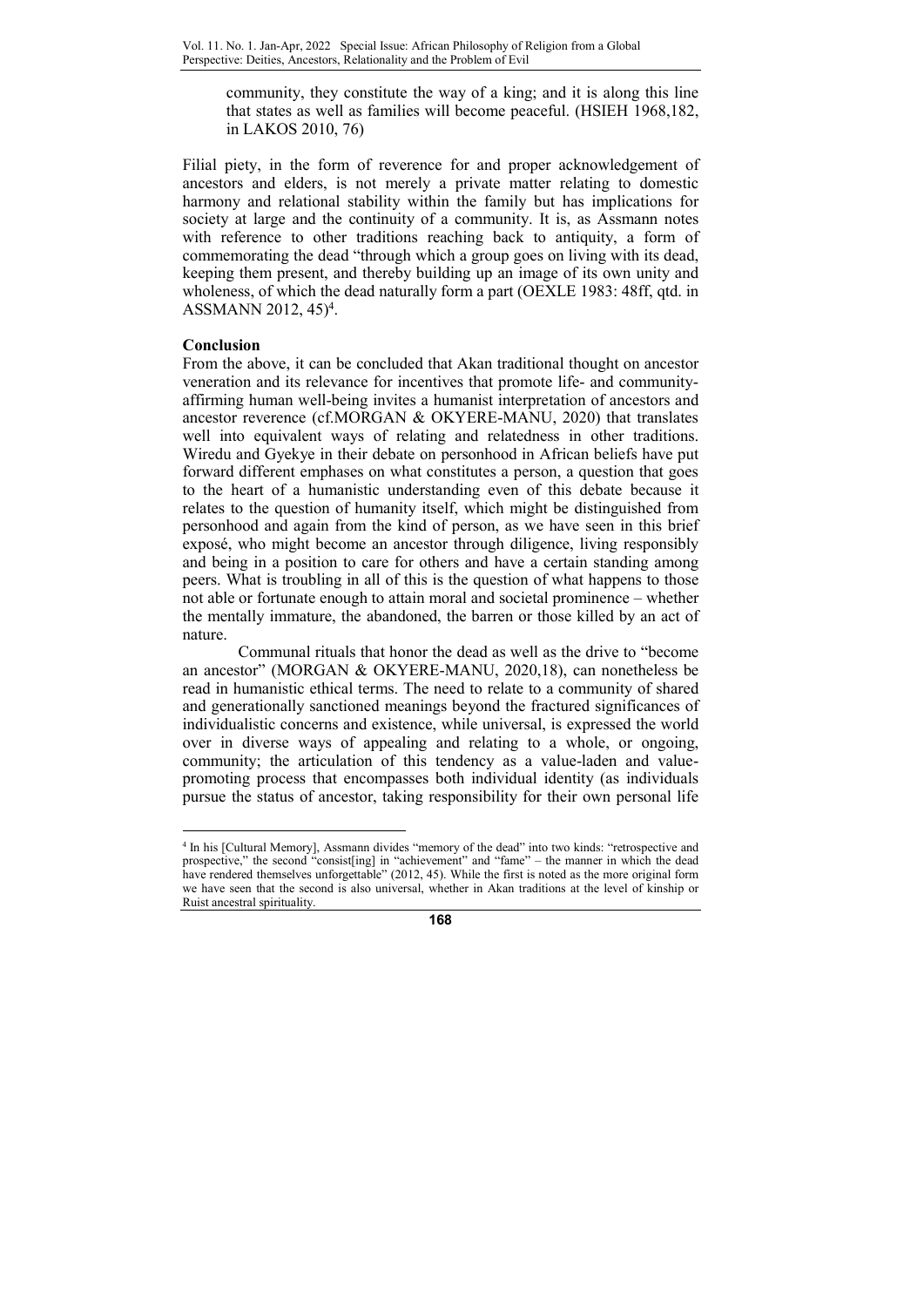> community, they constitute the way of a king; and it is along this line that states as well as families will become peaceful. (HSIEH 1968,182, in LAKOS 2010, 76)

Filial piety, in the form of reverence for and proper acknowledgement of ancestors and elders, is not merely a private matter relating to domestic harmony and relational stability within the family but has implications for society at large and the continuity of a community. It is, as Assmann notes with reference to other traditions reaching back to antiquity, a form of commemorating the dead "through which a group goes on living with its dead, keeping them present, and thereby building up an image of its own unity and wholeness, of which the dead naturally form a part (OEXLE 1983: 48ff, qtd. in ASSMANN 2012, 45)[4].

**Conclusion**

From the above, it can be concluded that Akan traditional thought on ancestor veneration and its relevance for incentives that promote life- and community-affirming human well-being invites a humanist interpretation of ancestors and ancestor reverence (cf.MORGAN & OKYERE-MANU, 2020) that translates well into equivalent ways of relating and relatedness in other traditions. Wiredu and Gyekye in their debate on personhood in African beliefs have put forward different emphases on what constitutes a person, a question that goes to the heart of a humanistic understanding even of this debate because it relates to the question of humanity itself, which might be distinguished from personhood and again from the kind of person, as we have seen in this brief exposé, who might become an ancestor through diligence, living responsibly and being in a position to care for others and have a certain standing among peers. What is troubling in all of this is the question of what happens to those not able or fortunate enough to attain moral and societal prominence – whether the mentally immature, the abandoned, the barren or those killed by an act of nature.

Communal rituals that honor the dead as well as the drive to "become an ancestor" (MORGAN & OKYERE-MANU, 2020,18), can nonetheless be read in humanistic ethical terms. The need to relate to a community of shared and generationally sanctioned meanings beyond the fractured significances of individualistic concerns and existence, while universal, is expressed the world over in diverse ways of appealing and relating to a whole, or ongoing, community; the articulation of this tendency as a value-laden and value-promoting process that encompasses both individual identity (as individuals pursue the status of ancestor, taking responsibility for their own personal life

---

[4] In his [Cultural Memory], Assmann divides "memory of the dead" into two kinds: "retrospective and prospective," the second "consist[ing] in "achievement" and "fame" – the manner in which the dead have rendered themselves unforgettable" (2012, 45). While the first is noted as the more original form we have seen that the second is also universal, whether in Akan traditions at the level of kinship or Ruist ancestral spirituality.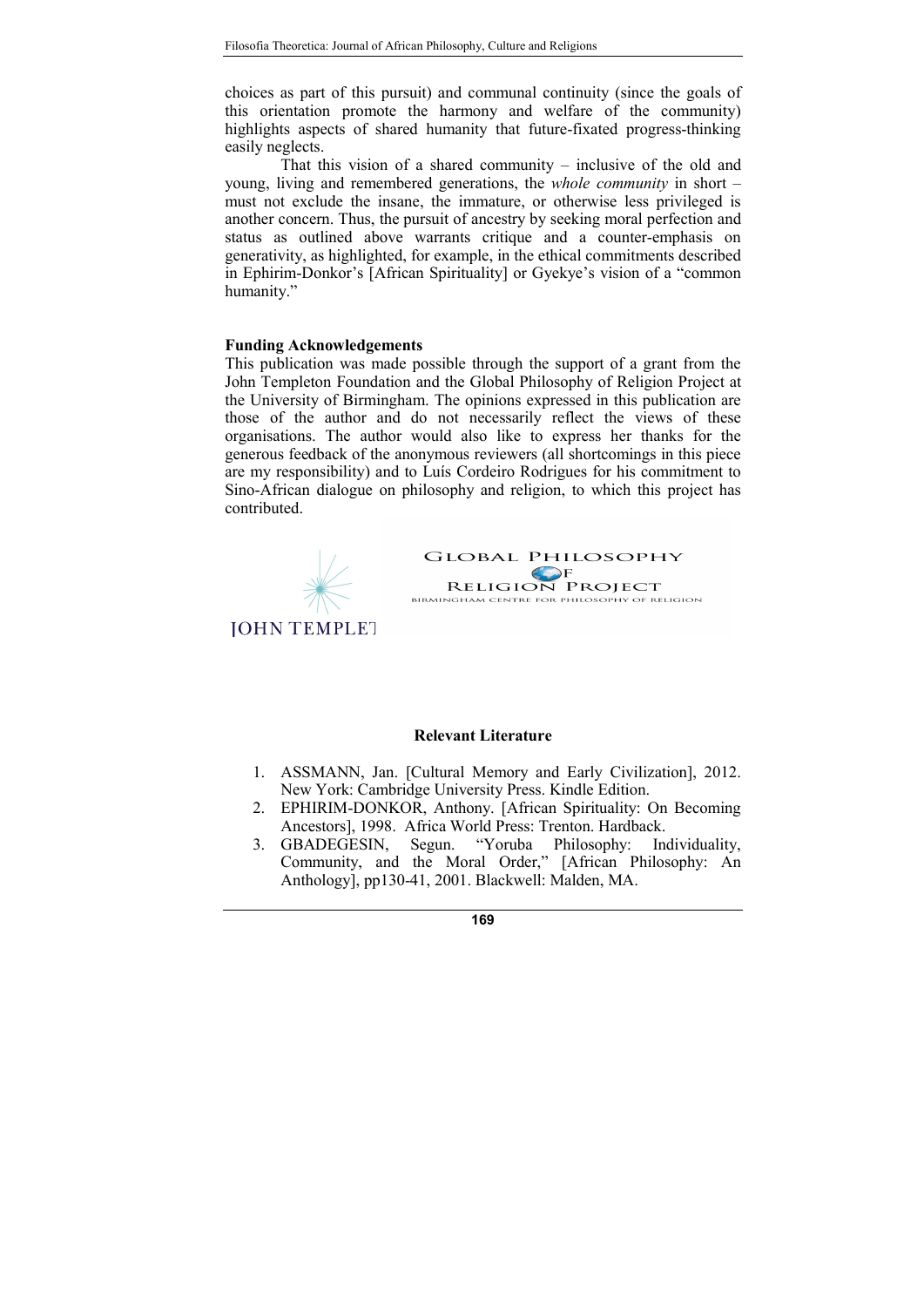choices as part of this pursuit) and communal continuity (since the goals of this orientation promote the harmony and welfare of the community) highlights aspects of shared humanity that future-fixated progress-thinking easily neglects.

That this vision of a shared community – inclusive of the old and young, living and remembered generations, the *whole community* in short – must not exclude the insane, the immature, or otherwise less privileged is another concern. Thus, the pursuit of ancestry by seeking moral perfection and status as outlined above warrants critique and a counter-emphasis on generativity, as highlighted, for example, in the ethical commitments described in Ephirim-Donkor's [African Spirituality] or Gyekye's vision of a "common humanity."

**Funding Acknowledgements**

This publication was made possible through the support of a grant from the John Templeton Foundation and the Global Philosophy of Religion Project at the University of Birmingham. The opinions expressed in this publication are those of the author and do not necessarily reflect the views of these organisations. The author would also like to express her thanks for the generous feedback of the anonymous reviewers (all shortcomings in this piece are my responsibility) and to Luís Cordeiro Rodrigues for his commitment to Sino-African dialogue on philosophy and religion, to which this project has contributed.

JOHN TEMPLET

GLOBAL PHILOSOPHY OF RELIGION PROJECT
BIRMINGHAM CENTRE FOR PHILOSOPHY OF RELIGION

### Relevant Literature

1. ASSMANN, Jan. [Cultural Memory and Early Civilization], 2012. New York: Cambridge University Press. Kindle Edition.
2. EPHIRIM-DONKOR, Anthony. [African Spirituality: On Becoming Ancestors], 1998. Africa World Press: Trenton. Hardback.
3. GBADEGESIN, Segun. "Yoruba Philosophy: Individuality, Community, and the Moral Order," [African Philosophy: An Anthology], pp130-41, 2001. Blackwell: Malden, MA.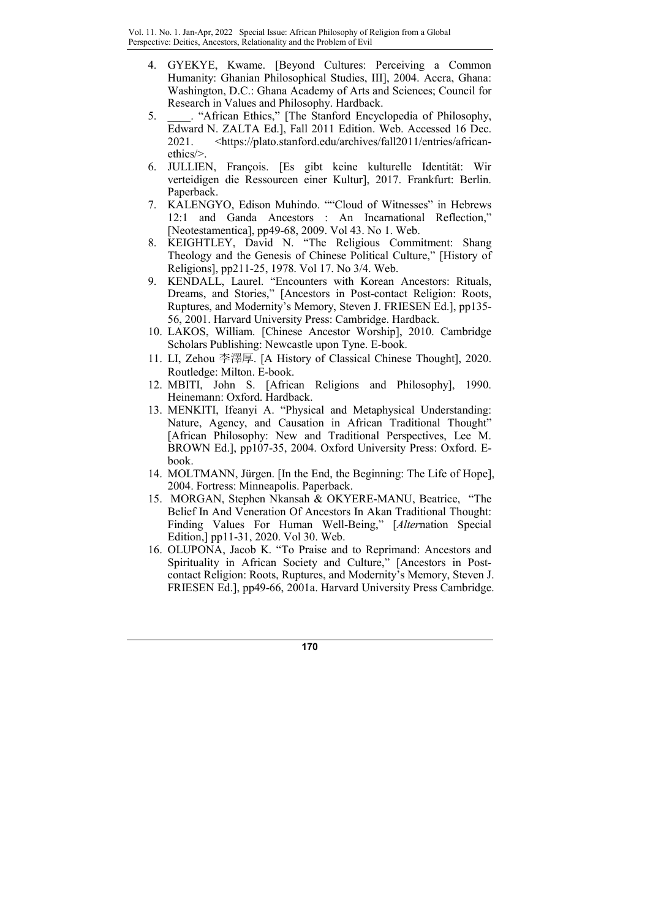4. GYEKYE, Kwame. [Beyond Cultures: Perceiving a Common Humanity: Ghanian Philosophical Studies, III], 2004. Accra, Ghana: Washington, D.C.: Ghana Academy of Arts and Sciences; Council for Research in Values and Philosophy. Hardback.
5. ____. "African Ethics," [The Stanford Encyclopedia of Philosophy, Edward N. ZALTA Ed.], Fall 2011 Edition. Web. Accessed 16 Dec. 2021. <https://plato.stanford.edu/archives/fall2011/entries/african-ethics/>.
6. JULLIEN, François. [Es gibt keine kulturelle Identität: Wir verteidigen die Ressourcen einer Kultur], 2017. Frankfurt: Berlin. Paperback.
7. KALENGYO, Edison Muhindo. ""Cloud of Witnesses" in Hebrews 12:1 and Ganda Ancestors : An Incarnational Reflection," [Neotestamentica], pp49-68, 2009. Vol 43. No 1. Web.
8. KEIGHTLEY, David N. "The Religious Commitment: Shang Theology and the Genesis of Chinese Political Culture," [History of Religions], pp211-25, 1978. Vol 17. No 3/4. Web.
9. KENDALL, Laurel. "Encounters with Korean Ancestors: Rituals, Dreams, and Stories," [Ancestors in Post-contact Religion: Roots, Ruptures, and Modernity's Memory, Steven J. FRIESEN Ed.], pp135-56, 2001. Harvard University Press: Cambridge. Hardback.
10. LAKOS, William. [Chinese Ancestor Worship], 2010. Cambridge Scholars Publishing: Newcastle upon Tyne. E-book.
11. LI, Zehou 李澤厚. [A History of Classical Chinese Thought], 2020. Routledge: Milton. E-book.
12. MBITI, John S. [African Religions and Philosophy], 1990. Heinemann: Oxford. Hardback.
13. MENKITI, Ifeanyi A. "Physical and Metaphysical Understanding: Nature, Agency, and Causation in African Traditional Thought" [African Philosophy: New and Traditional Perspectives, Lee M. BROWN Ed.], pp107-35, 2004. Oxford University Press: Oxford. E-book.
14. MOLTMANN, Jürgen. [In the End, the Beginning: The Life of Hope], 2004. Fortress: Minneapolis. Paperback.
15. MORGAN, Stephen Nkansah & OKYERE-MANU, Beatrice, "The Belief In And Veneration Of Ancestors In Akan Traditional Thought: Finding Values For Human Well-Being," [*Alter*nation Special Edition,] pp11-31, 2020. Vol 30. Web.
16. OLUPONA, Jacob K. "To Praise and to Reprimand: Ancestors and Spirituality in African Society and Culture," [Ancestors in Post-contact Religion: Roots, Ruptures, and Modernity's Memory, Steven J. FRIESEN Ed.], pp49-66, 2001a. Harvard University Press Cambridge.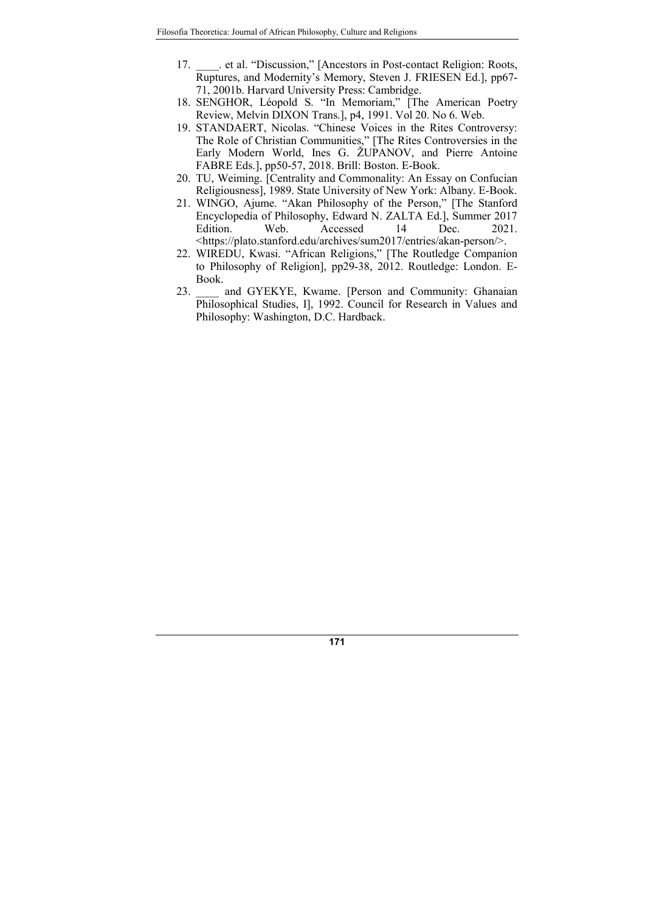17. ____. et al. “Discussion,” [Ancestors in Post-contact Religion: Roots, Ruptures, and Modernity’s Memory, Steven J. FRIESEN Ed.], pp67-71, 2001b. Harvard University Press: Cambridge.
18. SENGHOR, Léopold S. “In Memoriam,” [The American Poetry Review, Melvin DIXON Trans.], p4, 1991. Vol 20. No 6. Web.
19. STANDAERT, Nicolas. “Chinese Voices in the Rites Controversy: The Role of Christian Communities,” [The Rites Controversies in the Early Modern World, Ines G. ŽUPANOV, and Pierre Antoine FABRE Eds.], pp50-57, 2018. Brill: Boston. E-Book.
20. TU, Weiming. [Centrality and Commonality: An Essay on Confucian Religiousness], 1989. State University of New York: Albany. E-Book.
21. WINGO, Ajume. “Akan Philosophy of the Person,” [The Stanford Encyclopedia of Philosophy, Edward N. ZALTA Ed.], Summer 2017 Edition. Web. Accessed 14 Dec. 2021. <https://plato.stanford.edu/archives/sum2017/entries/akan-person/>.
22. WIREDU, Kwasi. “African Religions,” [The Routledge Companion to Philosophy of Religion], pp29-38, 2012. Routledge: London. E-Book.
23. ____ and GYEKYE, Kwame. [Person and Community: Ghanaian Philosophical Studies, I], 1992. Council for Research in Values and Philosophy: Washington, D.C. Hardback.